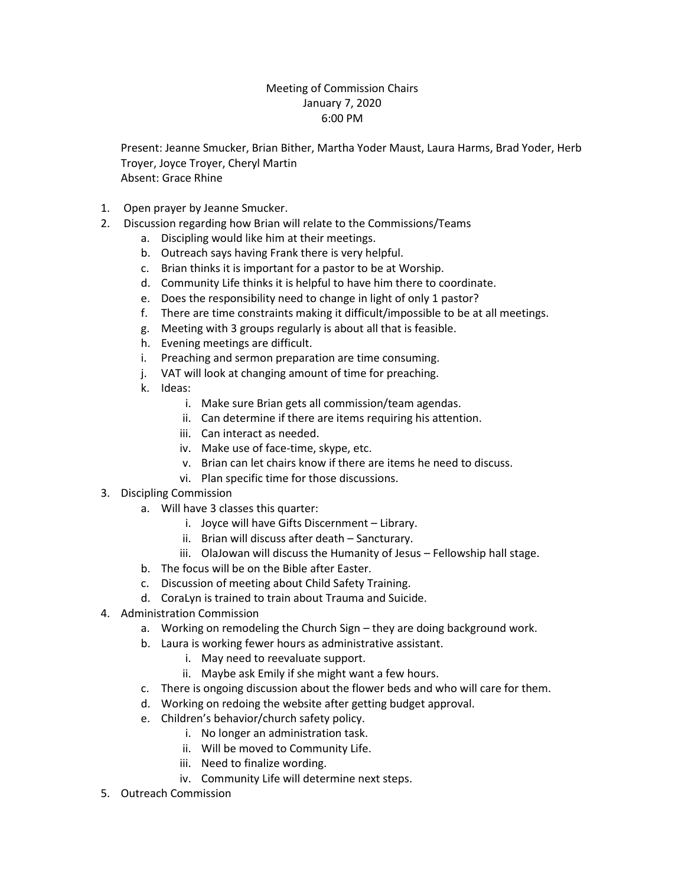Meeting of Commission Chairs
January 7, 2020
6:00 PM

Present: Jeanne Smucker, Brian Bither, Martha Yoder Maust, Laura Harms, Brad Yoder, Herb Troyer, Joyce Troyer, Cheryl Martin
Absent: Grace Rhine

1. Open prayer by Jeanne Smucker.
2. Discussion regarding how Brian will relate to the Commissions/Teams
    a. Discipling would like him at their meetings.
    b. Outreach says having Frank there is very helpful.
    c. Brian thinks it is important for a pastor to be at Worship.
    d. Community Life thinks it is helpful to have him there to coordinate.
    e. Does the responsibility need to change in light of only 1 pastor?
    f. There are time constraints making it difficult/impossible to be at all meetings.
    g. Meeting with 3 groups regularly is about all that is feasible.
    h. Evening meetings are difficult.
    i. Preaching and sermon preparation are time consuming.
    j. VAT will look at changing amount of time for preaching.
    k. Ideas:
        i. Make sure Brian gets all commission/team agendas.
        ii. Can determine if there are items requiring his attention.
        iii. Can interact as needed.
        iv. Make use of face-time, skype, etc.
        v. Brian can let chairs know if there are items he need to discuss.
        vi. Plan specific time for those discussions.
3. Discipling Commission
    a. Will have 3 classes this quarter:
        i. Joyce will have Gifts Discernment – Library.
        ii. Brian will discuss after death – Sancturary.
        iii. OlaJowan will discuss the Humanity of Jesus – Fellowship hall stage.
    b. The focus will be on the Bible after Easter.
    c. Discussion of meeting about Child Safety Training.
    d. CoraLyn is trained to train about Trauma and Suicide.
4. Administration Commission
    a. Working on remodeling the Church Sign – they are doing background work.
    b. Laura is working fewer hours as administrative assistant.
        i. May need to reevaluate support.
        ii. Maybe ask Emily if she might want a few hours.
    c. There is ongoing discussion about the flower beds and who will care for them.
    d. Working on redoing the website after getting budget approval.
    e. Children's behavior/church safety policy.
        i. No longer an administration task.
        ii. Will be moved to Community Life.
        iii. Need to finalize wording.
        iv. Community Life will determine next steps.
5. Outreach Commission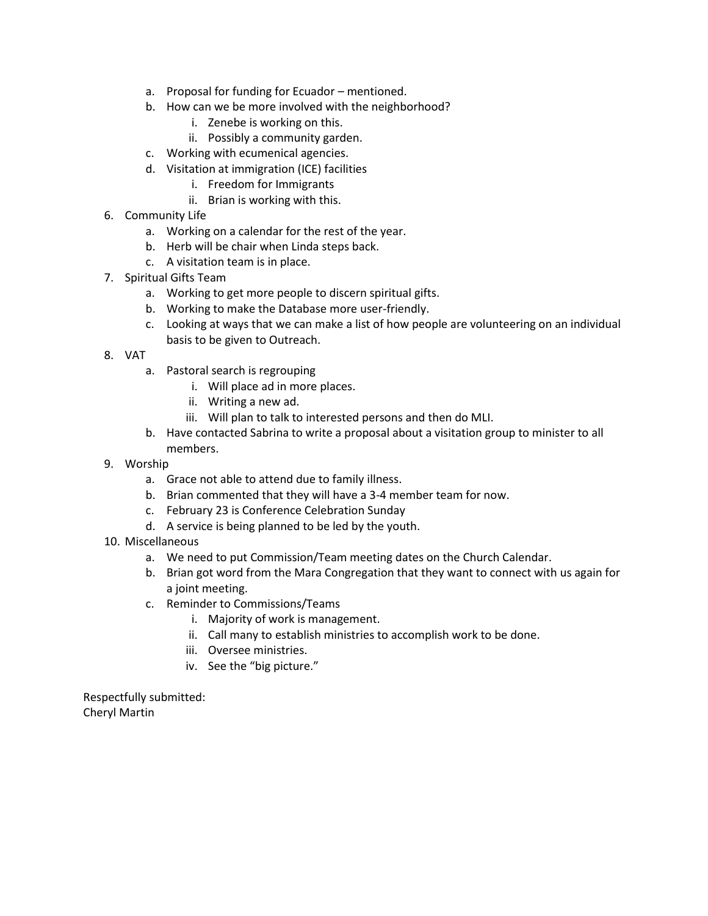a. Proposal for funding for Ecuador – mentioned.
   b. How can we be more involved with the neighborhood?
      i. Zenebe is working on this.
      ii. Possibly a community garden.
   c. Working with ecumenical agencies.
   d. Visitation at immigration (ICE) facilities
      i. Freedom for Immigrants
      ii. Brian is working with this.

6. Community Life
   a. Working on a calendar for the rest of the year.
   b. Herb will be chair when Linda steps back.
   c. A visitation team is in place.
7. Spiritual Gifts Team
   a. Working to get more people to discern spiritual gifts.
   b. Working to make the Database more user-friendly.
   c. Looking at ways that we can make a list of how people are volunteering on an individual basis to be given to Outreach.
8. VAT
   a. Pastoral search is regrouping
      i. Will place ad in more places.
      ii. Writing a new ad.
      iii. Will plan to talk to interested persons and then do MLI.
   b. Have contacted Sabrina to write a proposal about a visitation group to minister to all members.
9. Worship
   a. Grace not able to attend due to family illness.
   b. Brian commented that they will have a 3-4 member team for now.
   c. February 23 is Conference Celebration Sunday
   d. A service is being planned to be led by the youth.
10. Miscellaneous
    a. We need to put Commission/Team meeting dates on the Church Calendar.
    b. Brian got word from the Mara Congregation that they want to connect with us again for a joint meeting.
    c. Reminder to Commissions/Teams
       i. Majority of work is management.
       ii. Call many to establish ministries to accomplish work to be done.
       iii. Oversee ministries.
       iv. See the "big picture."

Respectfully submitted:
Cheryl Martin